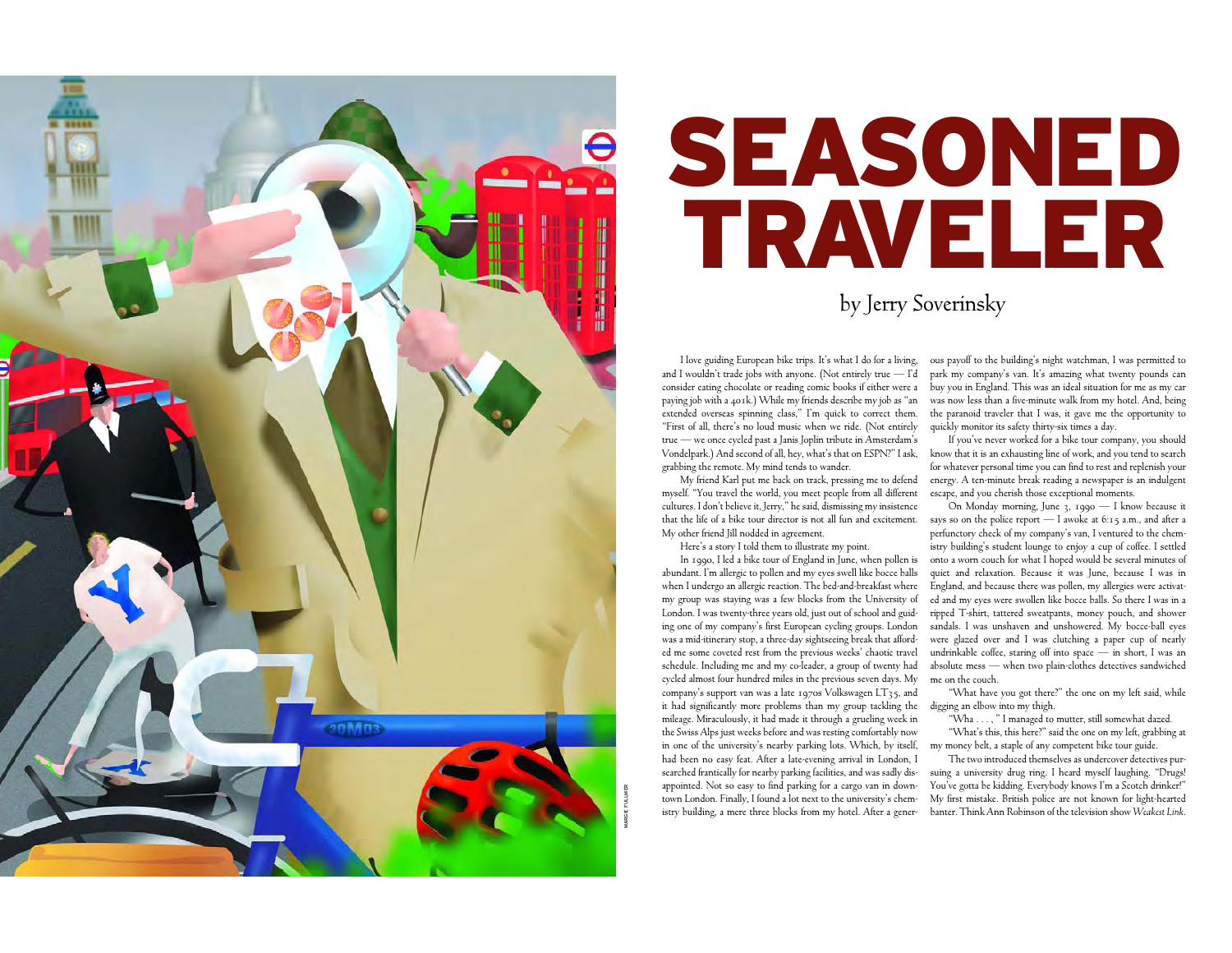# SEASONED TRAVELER

by Jerry Soverinsky

I love guiding European bike trips. It's what I do for a living, and I wouldn't trade jobs with anyone. (Not entirely true — I'd consider eating chocolate or reading comic books if either were a paying job with a 401k.) While my friends describe my job as "an extended overseas spinning class," I'm quick to correct them. "First of all, there's no loud music when we ride. (Not entirely true — we once cycled past a Janis Joplin tribute in Amsterdam's Vondelpark.) And second of all, hey, what's that on ESPN?" I ask, grabbing the remote. My mind tends to wander.

My friend Karl put me back on track, pressing me to defend myself. "You travel the world, you meet people from all different cultures. I don't believe it, Jerry," he said, dismissing my insistence that the life of a bike tour director is not all fun and excitement. My other friend Jill nodded in agreement.

Here's a story I told them to illustrate my point.

In 1990, I led a bike tour of England in June, when pollen is abundant. I'm allergic to pollen and my eyes swell like bocce balls when I undergo an allergic reaction. The bed-and-breakfast where my group was staying was a few blocks from the University of London. I was twenty-three years old, just out of school and guiding one of my company's first European cycling groups. London was a mid-itinerary stop, a three-day sightseeing break that afforded me some coveted rest from the previous weeks' chaotic travel schedule. Including me and my co-leader, a group of twenty had cycled almost four hundred miles in the previous seven days. My company's support van was a late 1970s Volkswagen LT35, and it had significantly more problems than my group tackling the mileage. Miraculously, it had made it through a grueling week in the Swiss Alps just weeks before and was resting comfortably now in one of the university's nearby parking lots. Which, by itself, had been no easy feat. After a late-evening arrival in London, I searched frantically for nearby parking facilities, and was sadly disappointed. Not so easy to find parking for a cargo van in downtown London. Finally, I found a lot next to the university's chemistry building, a mere three blocks from my hotel. After a generous payoff to the building's night watchman, I was permitted to park my company's van. It's amazing what twenty pounds can buy you in England. This was an ideal situation for me as my car was now less than a five-minute walk from my hotel. And, being the paranoid traveler that I was, it gave me the opportunity to quickly monitor its safety thirty-six times a day.

If you've never worked for a bike tour company, you should know that it is an exhausting line of work, and you tend to search for whatever personal time you can find to rest and replenish your energy. A ten-minute break reading a newspaper is an indulgent escape, and you cherish those exceptional moments.

On Monday morning, June 3, 1990 — I know because it says so on the police report — I awoke at 6:15 a.m., and after a perfunctory check of my company's van, I ventured to the chemistry building's student lounge to enjoy a cup of coffee. I settled onto a worn couch for what I hoped would be several minutes of quiet and relaxation. Because it was June, because I was in England, and because there was pollen, my allergies were activated and my eyes were swollen like bocce balls. So there I was in a ripped T-shirt, tattered sweatpants, money pouch, and shower sandals. I was unshaven and unshowered. My bocce-ball eyes were glazed over and I was clutching a paper cup of nearly undrinkable coffee, staring off into space — in short, I was an absolute mess — when two plain-clothes detectives sandwiched me on the couch.

"What have you got there?" the one on my left said, while digging an elbow into my thigh.

"Wha . . . ," I managed to mutter, still somewhat dazed.

"What's this, this here?" said the one on my left, grabbing at my money belt, a staple of any competent bike tour guide.

The two introduced themselves as undercover detectives pursuing a university drug ring. I heard myself laughing. "Drugs! You've gotta be kidding. Everybody knows I'm a Scotch drinker!" My first mistake. British police are not known for light-hearted banter. Think Ann Robinson of the television show *Weakest Link*.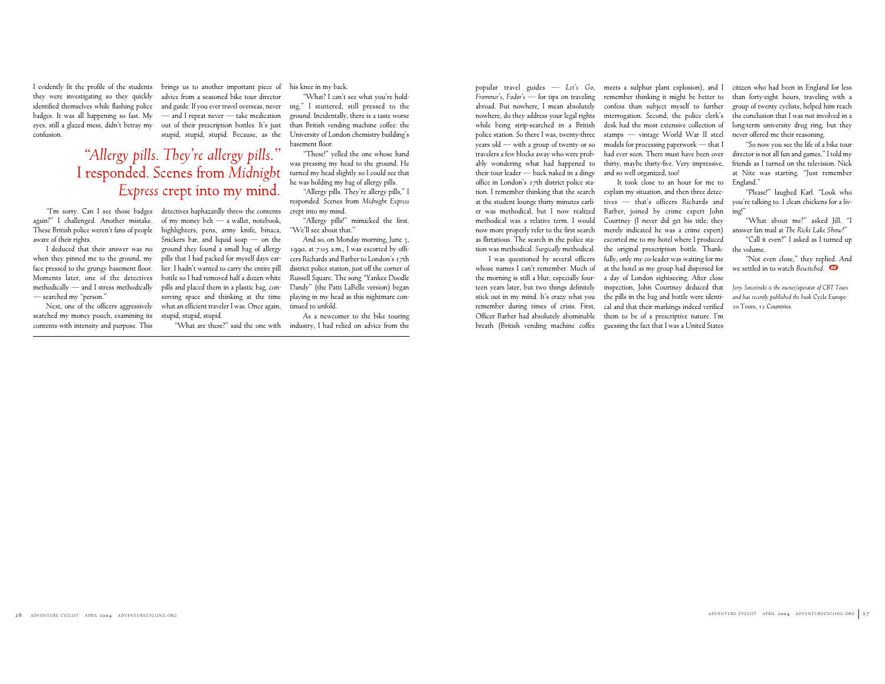I evidently fit the profile of the students they were investigating so they quickly identified themselves while flashing police badges. It was all happening so fast. My eyes, still a glazed mess, didn't betray my confusion.

> *"Allergy pills. They're allergy pills."* I responded. Scenes from *Midnight Express* crept into my mind.

"I'm sorry. Can I see those badges again?" I challenged. Another mistake. These British police weren't fans of people aware of their rights.

I deduced that their answer was no when they pinned me to the ground, my face pressed to the grungy basement floor. Moments later, one of the detectives methodically — and I stress methodically — searched my "person."

Next, one of the officers aggressively searched my money pouch, examining its contents with intensity and purpose. This brings us to another important piece of advice from a seasoned bike tour director and guide: If you ever travel overseas, never — and I repeat never — take medication out of their prescription bottles. It's just stupid, stupid, stupid. Because, as the detectives haphazardly threw the contents of my money belt — a wallet, notebook, highlighters, pens, army knife, binaca, Snickers bar, and liquid soap — on the ground they found a small bag of allergy pills that I had packed for myself days earlier. I hadn't wanted to carry the entire pill bottle so I had removed half a dozen white pills and placed them in a plastic bag, conserving space and thinking at the time what an efficient traveler I was. Once again, stupid, stupid, stupid.

"What are these?" said the one with his knee in my back.

"What? I can't see what you're holding," I stuttered, still pressed to the ground. Incidentally, there is a taste worse than British vending machine coffee: the University of London chemistry building's basement floor.

"These!" yelled the one whose hand was pressing my head to the ground. He turned my head slightly so I could see that he was holding my bag of allergy pills.

"Allergy pills. They're allergy pills," I responded. Scenes from *Midnight Express* crept into my mind.

"Allergy pills!" mimicked the first. "We'll see about that."

And so, on Monday morning, June 3, 1990, at 7:05 a.m., I was escorted by officers Richards and Barber to London's 17th district police station, just off the corner of Russell Square. The song "Yankee Doodle Dandy" (the Patti LaBelle version) began playing in my head as this nightmare continued to unfold.

As a newcomer to the bike touring industry, I had relied on advice from the popular travel guides — *Let's Go*, *Frommer's*, *Fodor's* — for tips on traveling abroad. But nowhere, I mean absolutely nowhere, do they address your legal rights while being strip-searched in a British police station. So there I was, twenty-three years old — with a group of twenty or so travelers a few blocks away who were probably wondering what had happened to their tour leader — buck naked in a dingy office in London's 17th district police station. I remember thinking that the search at the student lounge thirty minutes earlier was methodical, but I now realized methodical was a relative term. I would now more properly refer to the first search as flirtatious. The search in the police station was methodical. *Surgically* methodical.

I was questioned by several officers whose names I can't remember. Much of the morning is still a blur, especially fourteen years later, but two things definitely stick out in my mind. It's crazy what you remember during times of crisis. First, Officer Barber had absolutely abominable breath (British vending machine coffee meets a sulphur plant explosion), and I remember thinking it might be better to confess than subject myself to further interrogation. Second, the police clerk's desk had the most extensive collection of stamps — vintage World War II steel models for processing paperwork — that I had ever seen. There must have been over thirty, maybe thirty-five. Very impressive, and so well organized, too!

It took close to an hour for me to explain my situation, and then three detectives — that's officers Richards and Barber, joined by crime expert John Courtney (I never did get his title; they merely indicated he was a crime expert) escorted me to my hotel where I produced the original prescription bottle. Thankfully, only my co-leader was waiting for me at the hotel as my group had dispersed for a day of London sightseeing. After close inspection, John Courtney deduced that the pills in the bag and bottle were identical and that their markings indeed verified them to be of a prescriptive nature. I'm guessing the fact that I was a United States citizen who had been in England for less than forty-eight hours, traveling with a group of twenty cyclists, helped him reach the conclusion that I was not involved in a long-term university drug ring, but they never offered me their reasoning.

"So now you see the life of a bike tour director is not all fun and games," I told my friends as I turned on the television. Nick at Nite was starting. "Just remember England."

"Please!" laughed Karl. "Look who you're talking to. I clean chickens for a living!"

"What about me?" asked Jill. "I answer fan mail at *The Ricki Lake Show!*"

"Call it even?" I asked as I turned up the volume.

"Not even close," they replied. And we settled in to watch *Bewitched*.

*Jerry Soverinski is the owner/operator of CBT Tours and has recently published the book* Cycle Europe: 20 Tours, 12 Countries.